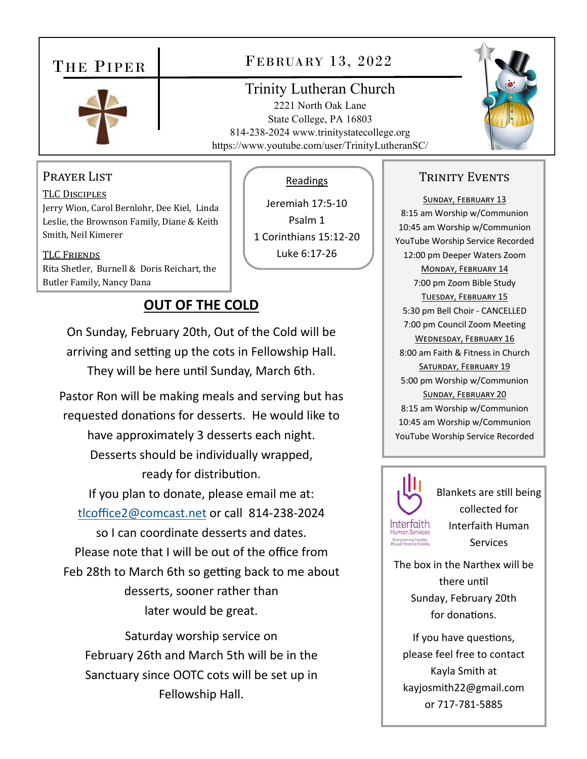# The Piper

## February 13, 2022

### Trinity Lutheran Church

2221 North Oak Lane
State College, PA 16803
814-238-2024 www.trinitystatecollege.org
https://www.youtube.com/user/TrinityLutheranSC/

## Prayer List

**TLC Disciples**

Jerry Wion, Carol Bernlohr, Dee Kiel, Linda Leslie, the Brownson Family, Diane & Keith Smith, Neil Kimerer

**TLC Friends**

Rita Shetler, Burnell & Doris Reichart, the Butler Family, Nancy Dana

## Readings

Jeremiah 17:5-10
Psalm 1
1 Corinthians 15:12-20
Luke 6:17-26

## OUT OF THE COLD

On Sunday, February 20th, Out of the Cold will be arriving and setting up the cots in Fellowship Hall. They will be here until Sunday, March 6th.

Pastor Ron will be making meals and serving but has requested donations for desserts. He would like to have approximately 3 desserts each night. Desserts should be individually wrapped, ready for distribution.

If you plan to donate, please email me at: tlcoffice2@comcast.net or call 814-238-2024 so I can coordinate desserts and dates. Please note that I will be out of the office from Feb 28th to March 6th so getting back to me about desserts, sooner rather than later would be great.

Saturday worship service on February 26th and March 5th will be in the Sanctuary since OOTC cots will be set up in Fellowship Hall.

## Trinity Events

**Sunday, February 13**
8:15 am Worship w/Communion
10:45 am Worship w/Communion
YouTube Worship Service Recorded
12:00 pm Deeper Waters Zoom

**Monday, February 14**
7:00 pm Zoom Bible Study

**Tuesday, February 15**
5:30 pm Bell Choir - CANCELLED
7:00 pm Council Zoom Meeting

**Wednesday, February 16**
8:00 am Faith & Fitness in Church

**Saturday, February 19**
5:00 pm Worship w/Communion

**Sunday, February 20**
8:15 am Worship w/Communion
10:45 am Worship w/Communion
YouTube Worship Service Recorded

---

Interfaith Human Services
Strengthening Families Through Financial Stability

Blankets are still being collected for Interfaith Human Services

The box in the Narthex will be there until Sunday, February 20th for donations.

If you have questions, please feel free to contact Kayla Smith at kayjosmith22@gmail.com or 717-781-5885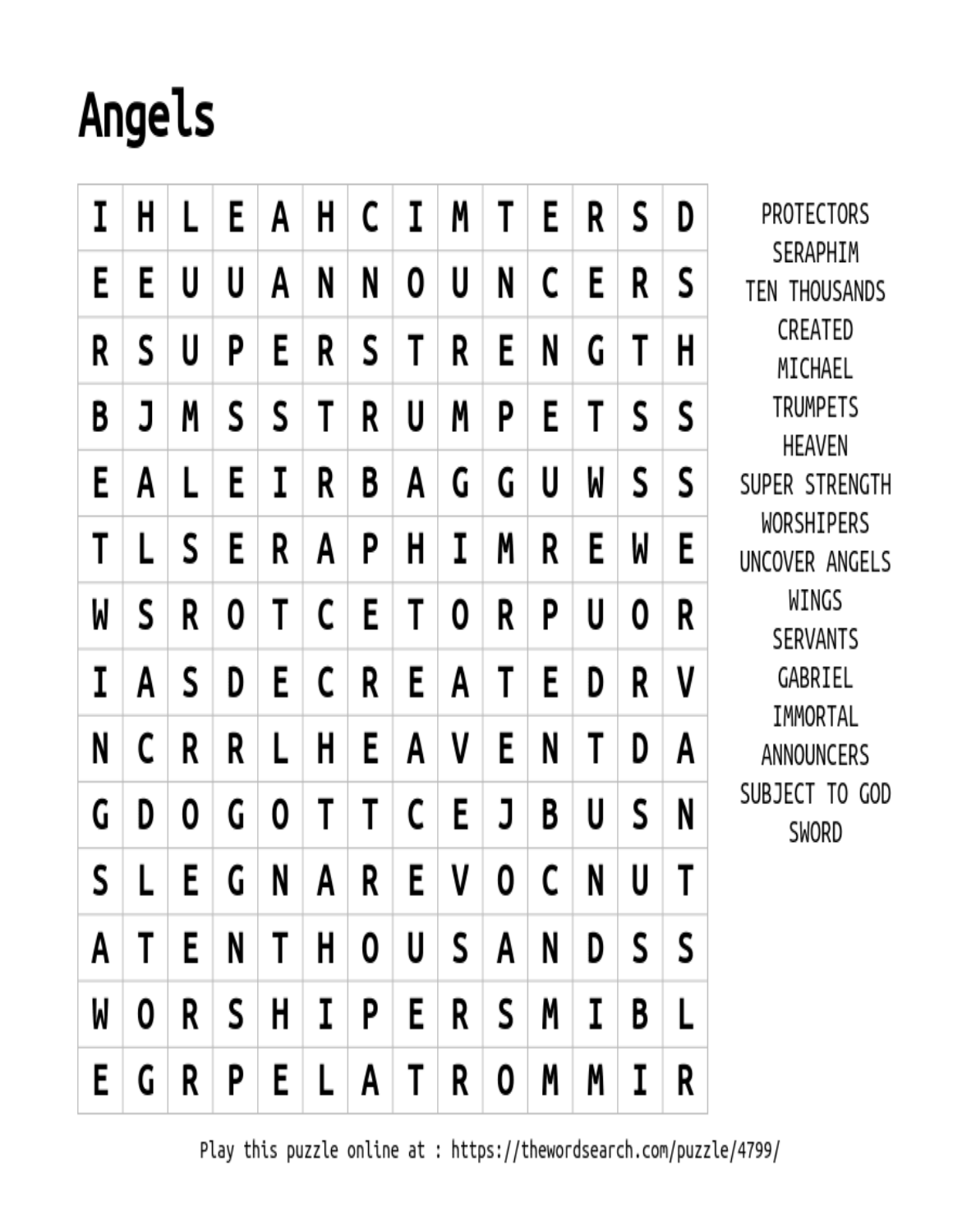# Angels

| | | | | | | | | | | | | | |
|---|---|---|---|---|---|---|---|---|---|---|---|---|---|
| I | H | L | E | A | H | C | I | M | T | E | R | S | D |
| E | E | U | U | A | N | N | O | U | N | C | E | R | S |
| R | S | U | P | E | R | S | T | R | E | N | G | T | H |
| B | J | M | S | S | T | R | U | M | P | E | T | S | S |
| E | A | L | E | I | R | B | A | G | G | U | W | S | S |
| T | L | S | E | R | A | P | H | I | M | R | E | W | E |
| W | S | R | O | T | C | E | T | O | R | P | U | O | R |
| I | A | S | D | E | C | R | E | A | T | E | D | R | V |
| N | C | R | R | L | H | E | A | V | E | N | T | D | A |
| G | D | O | G | O | T | T | C | E | J | B | U | S | N |
| S | L | E | G | N | A | R | E | V | O | C | N | U | T |
| A | T | E | N | T | H | O | U | S | A | N | D | S | S |
| W | O | R | S | H | I | P | E | R | S | M | I | B | L |
| E | G | R | P | E | L | A | T | R | O | M | M | I | R |

PROTECTORS
SERAPHIM
TEN THOUSANDS
CREATED
MICHAEL
TRUMPETS
HEAVEN
SUPER STRENGTH
WORSHIPERS
UNCOVER ANGELS
WINGS
SERVANTS
GABRIEL
IMMORTAL
ANNOUNCERS
SUBJECT TO GOD
SWORD

Play this puzzle online at : https://thewordsearch.com/puzzle/4799/